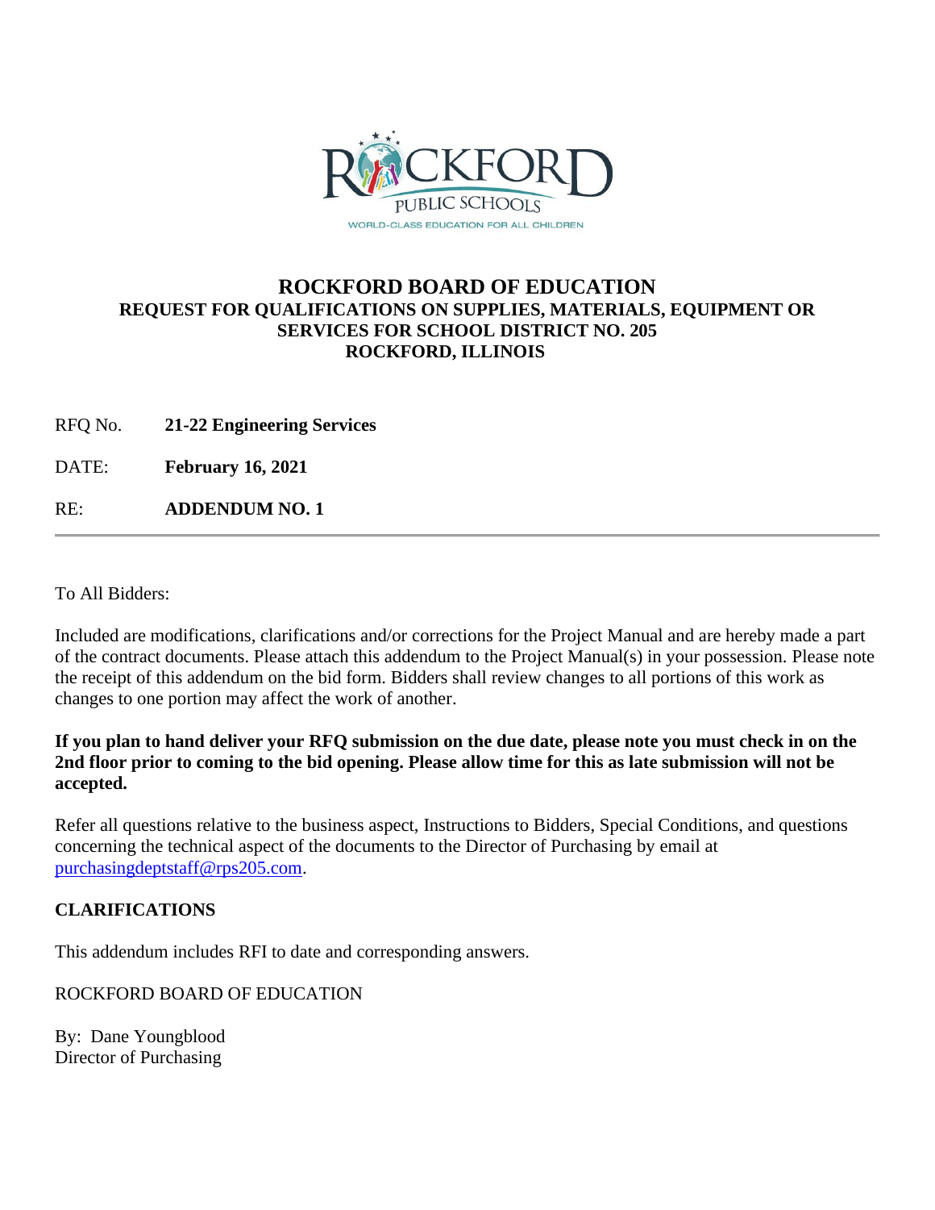# ROCKFORD BOARD OF EDUCATION

## REQUEST FOR QUALIFICATIONS ON SUPPLIES, MATERIALS, EQUIPMENT OR SERVICES FOR SCHOOL DISTRICT NO. 205 ROCKFORD, ILLINOIS

RFQ No. **21-22 Engineering Services**

DATE: **February 16, 2021**

RE: **ADDENDUM NO. 1**

---

To All Bidders:

Included are modifications, clarifications and/or corrections for the Project Manual and are hereby made a part of the contract documents. Please attach this addendum to the Project Manual(s) in your possession. Please note the receipt of this addendum on the bid form. Bidders shall review changes to all portions of this work as changes to one portion may affect the work of another.

**If you plan to hand deliver your RFQ submission on the due date, please note you must check in on the 2nd floor prior to coming to the bid opening. Please allow time for this as late submission will not be accepted.**

Refer all questions relative to the business aspect, Instructions to Bidders, Special Conditions, and questions concerning the technical aspect of the documents to the Director of Purchasing by email at purchasingdeptstaff@rps205.com.

**CLARIFICATIONS**

This addendum includes RFI to date and corresponding answers.

ROCKFORD BOARD OF EDUCATION

By: Dane Youngblood
Director of Purchasing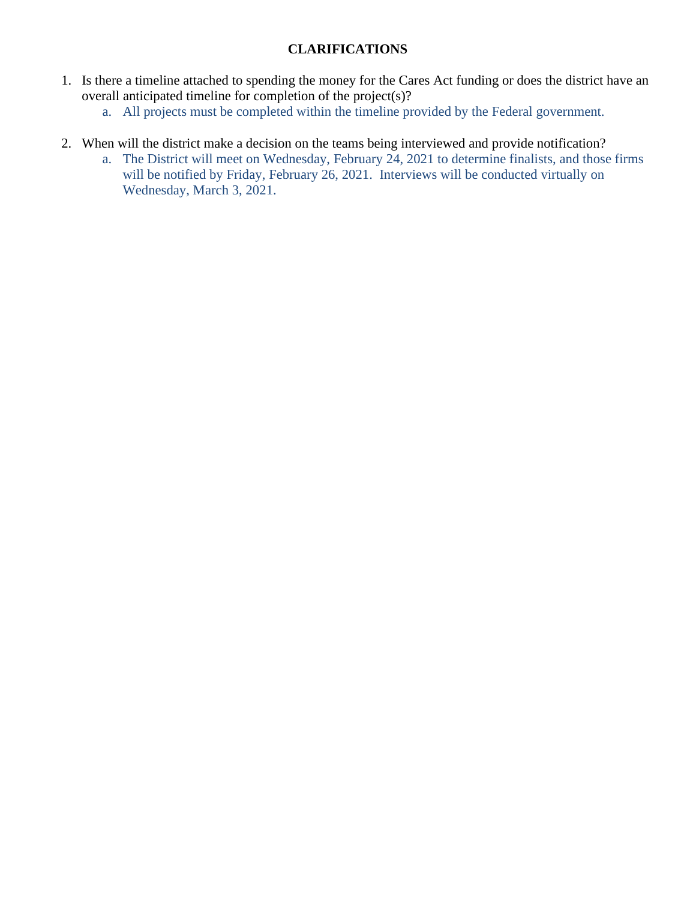**CLARIFICATIONS**

1. Is there a timeline attached to spending the money for the Cares Act funding or does the district have an overall anticipated timeline for completion of the project(s)?
    a. All projects must be completed within the timeline provided by the Federal government.

2. When will the district make a decision on the teams being interviewed and provide notification?
    a. The District will meet on Wednesday, February 24, 2021 to determine finalists, and those firms will be notified by Friday, February 26, 2021. Interviews will be conducted virtually on Wednesday, March 3, 2021.